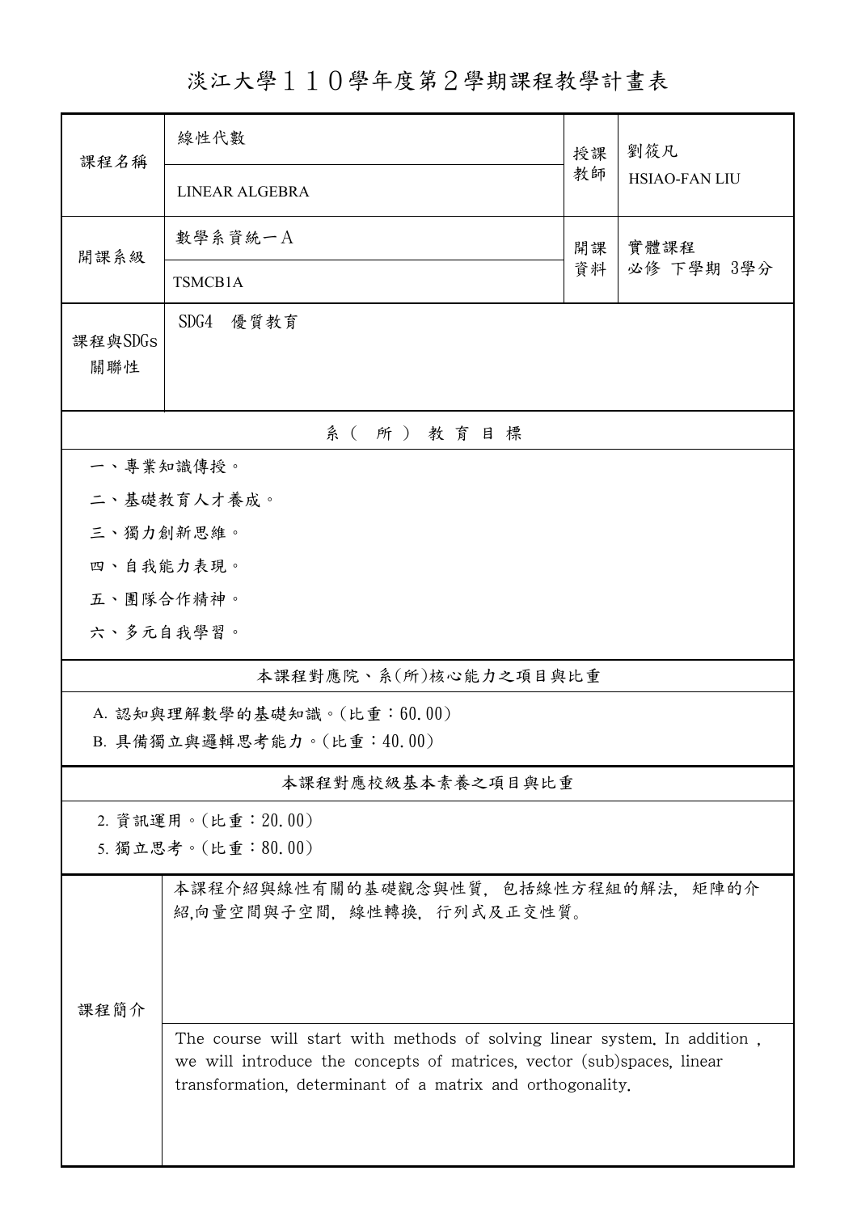# 淡江大學１１０學年度第２學期課程教學計畫表

| 課程名稱 | 線性代數<br>LINEAR ALGEBRA | 授課教師 | 劉筱凡<br>HSIAO-FAN LIU |
|---|---|---|---|
| 開課系級 | 數學系資統一A<br>TSMCB1A | 開課資料 | 實體課程<br>必修 下學期 3學分 |
| 課程與SDGs關聯性 | SDG4 優質教育 | | |

## 系（所）教育目標

一、專業知識傳授。

二、基礎教育人才養成。

三、獨力創新思維。

四、自我能力表現。

五、團隊合作精神。

六、多元自我學習。

## 本課程對應院、系(所)核心能力之項目與比重

A. 認知與理解數學的基礎知識。(比重：60.00)

B. 具備獨立與邏輯思考能力。(比重：40.00)

## 本課程對應校級基本素養之項目與比重

2. 資訊運用。(比重：20.00)

5. 獨立思考。(比重：80.00)

## 課程簡介

本課程介紹與線性有關的基礎觀念與性質，包括線性方程組的解法，矩陣的介紹,向量空間與子空間，線性轉換，行列式及正交性質。

The course will start with methods of solving linear system. In addition , we will introduce the concepts of matrices, vector (sub)spaces, linear transformation, determinant of a matrix and orthogonality.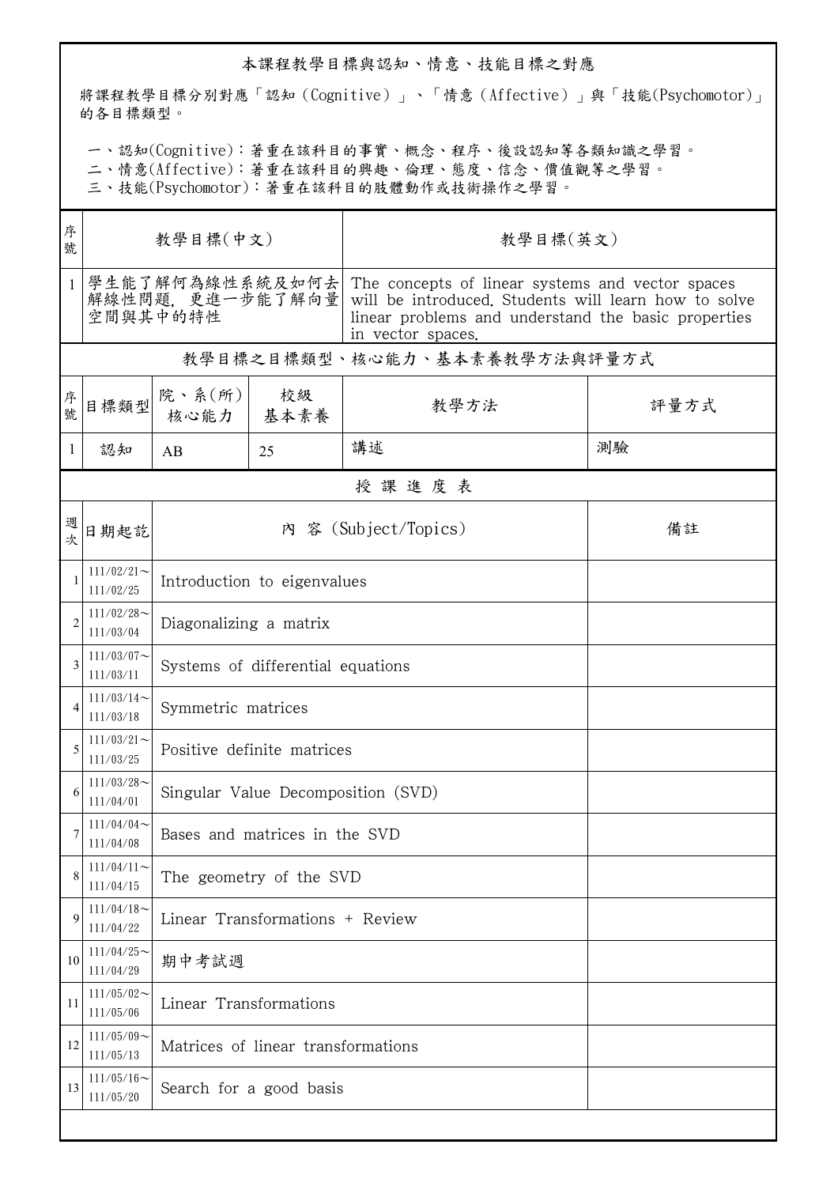## 本課程教學目標與認知、情意、技能目標之對應

將課程教學目標分別對應「認知（Cognitive）」、「情意（Affective）」與「技能(Psychomotor)」的各目標類型。

一、認知(Cognitive)：著重在該科目的事實、概念、程序、後設認知等各類知識之學習。
二、情意(Affective)：著重在該科目的興趣、倫理、態度、信念、價值觀等之學習。
三、技能(Psychomotor)：著重在該科目的肢體動作或技術操作之學習。

| 序號 | 教學目標(中文) | 教學目標(英文) |
|---|---|---|
| 1 | 學生能了解何為線性系統及如何去解線性問題, 更進一步能了解向量空間與其中的特性 | The concepts of linear systems and vector spaces will be introduced. Students will learn how to solve linear problems and understand the basic properties in vector spaces. |

### 教學目標之目標類型、核心能力、基本素養教學方法與評量方式

| 序號 | 目標類型 | 院、系(所)核心能力 | 校級基本素養 | 教學方法 | 評量方式 |
|---|---|---|---|---|---|
| 1 | 認知 | AB | 25 | 講述 | 測驗 |

### 授 課 進 度 表

| 週次 | 日期起訖 | 內 容 (Subject/Topics) | 備註 |
|---|---|---|---|
| 1 | 111/02/21～111/02/25 | Introduction to eigenvalues | |
| 2 | 111/02/28～111/03/04 | Diagonalizing a matrix | |
| 3 | 111/03/07～111/03/11 | Systems of differential equations | |
| 4 | 111/03/14～111/03/18 | Symmetric matrices | |
| 5 | 111/03/21～111/03/25 | Positive definite matrices | |
| 6 | 111/03/28～111/04/01 | Singular Value Decomposition (SVD) | |
| 7 | 111/04/04～111/04/08 | Bases and matrices in the SVD | |
| 8 | 111/04/11～111/04/15 | The geometry of the SVD | |
| 9 | 111/04/18～111/04/22 | Linear Transformations + Review | |
| 10 | 111/04/25～111/04/29 | 期中考試週 | |
| 11 | 111/05/02～111/05/06 | Linear Transformations | |
| 12 | 111/05/09～111/05/13 | Matrices of linear transformations | |
| 13 | 111/05/16～111/05/20 | Search for a good basis | |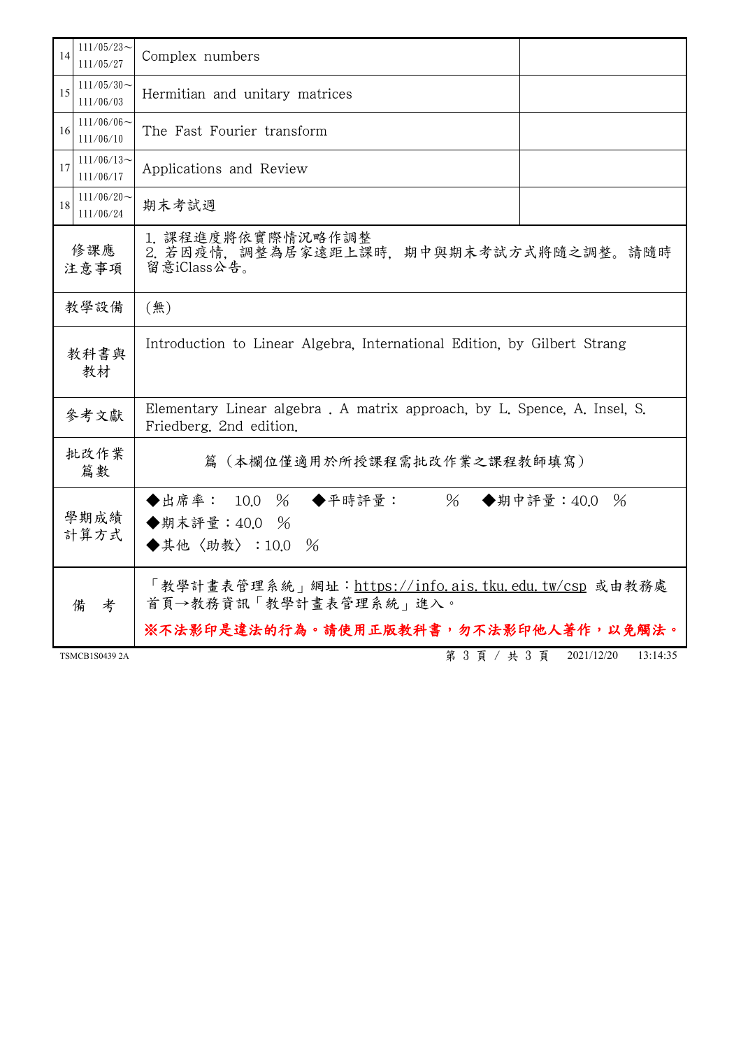| | | | |
|---|---|---|---|
| 14 | 111/05/23～<br>111/05/27 | Complex numbers | |
| 15 | 111/05/30～<br>111/06/03 | Hermitian and unitary matrices | |
| 16 | 111/06/06～<br>111/06/10 | The Fast Fourier transform | |
| 17 | 111/06/13～<br>111/06/17 | Applications and Review | |
| 18 | 111/06/20～<br>111/06/24 | 期末考試週 | |

| | |
|---|---|
| 修課應<br>注意事項 | 1. 課程進度將依實際情況略作調整<br>2. 若因疫情，調整為居家遠距上課時，期中與期末考試方式將隨之調整。請隨時留意iClass公告。 |
| 教學設備 | (無) |
| 教科書與<br>教材 | Introduction to Linear Algebra, International Edition, by Gilbert Strang |
| 參考文獻 | Elementary Linear algebra . A matrix approach, by L. Spence, A. Insel, S. Friedberg. 2nd edition. |
| 批改作業<br>篇數 | 篇（本欄位僅適用於所授課程需批改作業之課程教師填寫） |
| 學期成績<br>計算方式 | ◆出席率： 10.0 ％ ◆平時評量： ％ ◆期中評量：40.0 ％<br>◆期末評量：40.0 ％<br>◆其他〈助教〉：10.0 ％ |
| 備　考 | 「教學計畫表管理系統」網址：https://info.ais.tku.edu.tw/csp 或由教務處首頁→教務資訊「教學計畫表管理系統」進入。<br>**※不法影印是違法的行為。請使用正版教科書，勿不法影印他人著作，以免觸法。** |

TSMCB1S0439 2A

2021/12/20 13:14:35